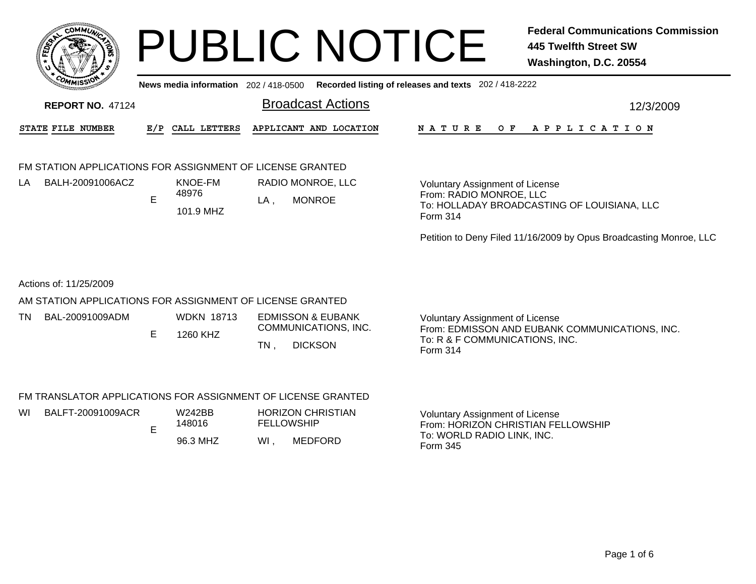# PUBLIC NOTICE

**Federal Communications Commission**
**445 Twelfth Street SW**
**Washington, D.C. 20554**

**News media information** 202 / 418-0500 **Recorded listing of releases and texts** 202 / 418-2222

**REPORT NO.** 47124

## Broadcast Actions

12/3/2009

| STATE | FILE NUMBER | E/P | CALL LETTERS | APPLICANT AND LOCATION | NATURE OF APPLICATION |
|---|---|---|---|---|---|

### FM STATION APPLICATIONS FOR ASSIGNMENT OF LICENSE GRANTED

| STATE | FILE NUMBER | E/P | CALL LETTERS | APPLICANT AND LOCATION | NATURE OF APPLICATION |
|---|---|---|---|---|---|
| LA | BALH-20091006ACZ | E | KNOE-FM 48976 101.9 MHZ | RADIO MONROE, LLC LA , MONROE | Voluntary Assignment of License From: RADIO MONROE, LLC To: HOLLADAY BROADCASTING OF LOUISIANA, LLC Form 314 Petition to Deny Filed 11/16/2009 by Opus Broadcasting Monroe, LLC |

Actions of: 11/25/2009

### AM STATION APPLICATIONS FOR ASSIGNMENT OF LICENSE GRANTED

| STATE | FILE NUMBER | E/P | CALL LETTERS | APPLICANT AND LOCATION | NATURE OF APPLICATION |
|---|---|---|---|---|---|
| TN | BAL-20091009ADM | E | WDKN 18713 1260 KHZ | EDMISSON & EUBANK COMMUNICATIONS, INC. TN , DICKSON | Voluntary Assignment of License From: EDMISSON AND EUBANK COMMUNICATIONS, INC. To: R & F COMMUNICATIONS, INC. Form 314 |

### FM TRANSLATOR APPLICATIONS FOR ASSIGNMENT OF LICENSE GRANTED

| STATE | FILE NUMBER | E/P | CALL LETTERS | APPLICANT AND LOCATION | NATURE OF APPLICATION |
|---|---|---|---|---|---|
| WI | BALFT-20091009ACR | E | W242BB 148016 96.3 MHZ | HORIZON CHRISTIAN FELLOWSHIP WI , MEDFORD | Voluntary Assignment of License From: HORIZON CHRISTIAN FELLOWSHIP To: WORLD RADIO LINK, INC. Form 345 |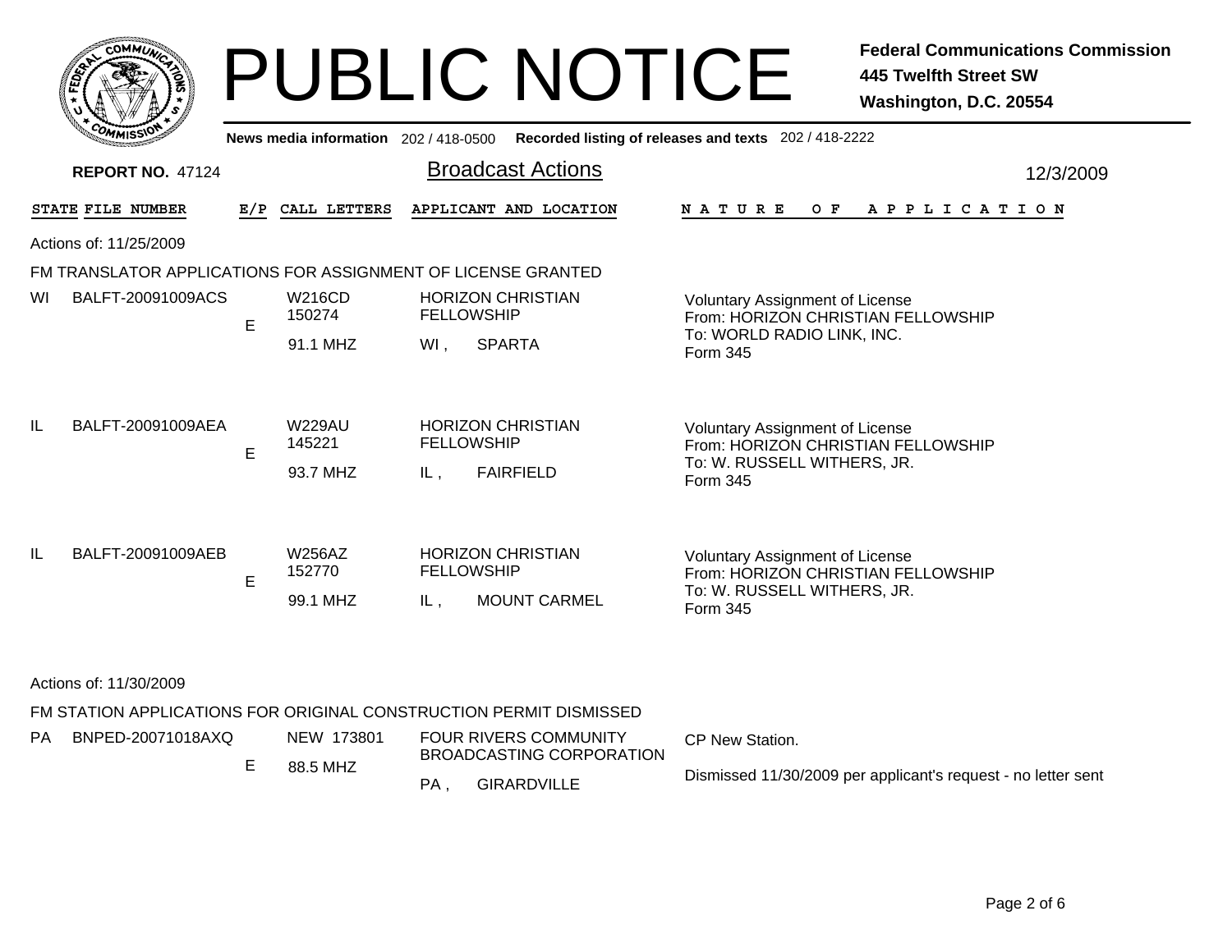# PUBLIC NOTICE

**Federal Communications Commission**
**445 Twelfth Street SW**
**Washington, D.C. 20554**

**News media information** 202 / 418-0500 **Recorded listing of releases and texts** 202 / 418-2222

**REPORT NO.** 47124

## Broadcast Actions

12/3/2009

| STATE | FILE NUMBER | E/P | CALL LETTERS | APPLICANT AND LOCATION | NATURE OF APPLICATION |
|---|---|---|---|---|---|

Actions of: 11/25/2009

FM TRANSLATOR APPLICATIONS FOR ASSIGNMENT OF LICENSE GRANTED

| STATE | FILE NUMBER | E/P | CALL LETTERS | APPLICANT AND LOCATION | NATURE OF APPLICATION |
|---|---|---|---|---|---|
| WI | BALFT-20091009ACS | E | W216CD 150274 91.1 MHZ | HORIZON CHRISTIAN FELLOWSHIP WI , SPARTA | Voluntary Assignment of License From: HORIZON CHRISTIAN FELLOWSHIP To: WORLD RADIO LINK, INC. Form 345 |
| IL | BALFT-20091009AEA | E | W229AU 145221 93.7 MHZ | HORIZON CHRISTIAN FELLOWSHIP IL , FAIRFIELD | Voluntary Assignment of License From: HORIZON CHRISTIAN FELLOWSHIP To: W. RUSSELL WITHERS, JR. Form 345 |
| IL | BALFT-20091009AEB | E | W256AZ 152770 99.1 MHZ | HORIZON CHRISTIAN FELLOWSHIP IL , MOUNT CARMEL | Voluntary Assignment of License From: HORIZON CHRISTIAN FELLOWSHIP To: W. RUSSELL WITHERS, JR. Form 345 |

Actions of: 11/30/2009

FM STATION APPLICATIONS FOR ORIGINAL CONSTRUCTION PERMIT DISMISSED

| STATE | FILE NUMBER | E/P | CALL LETTERS | APPLICANT AND LOCATION | NATURE OF APPLICATION |
|---|---|---|---|---|---|
| PA | BNPED-20071018AXQ | E | NEW 173801 88.5 MHZ | FOUR RIVERS COMMUNITY BROADCASTING CORPORATION PA , GIRARDVILLE | CP New Station. Dismissed 11/30/2009 per applicant's request - no letter sent |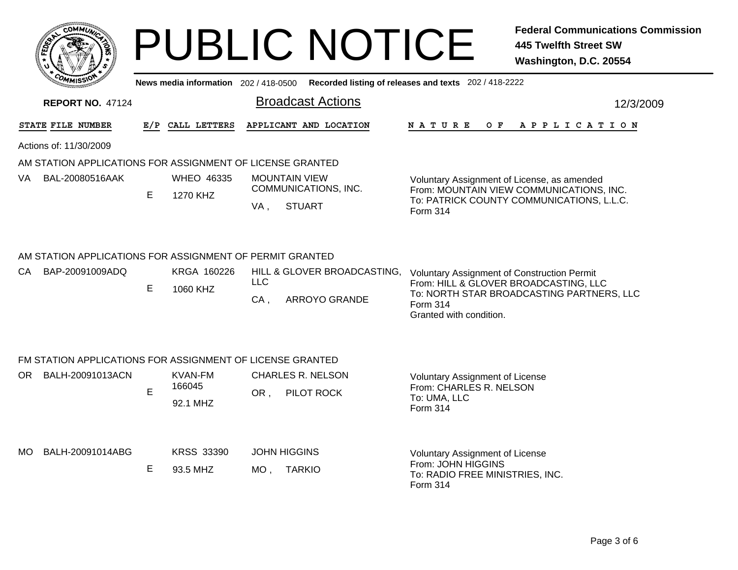# PUBLIC NOTICE

**Federal Communications Commission**
**445 Twelfth Street SW**
**Washington, D.C. 20554**

News media information 202 / 418-0500 Recorded listing of releases and texts 202 / 418-2222

**REPORT NO.** 47124

## Broadcast Actions

12/3/2009

Actions of: 11/30/2009

### AM STATION APPLICATIONS FOR ASSIGNMENT OF LICENSE GRANTED

| STATE | FILE NUMBER | E/P | CALL LETTERS | APPLICANT AND LOCATION | NATURE OF APPLICATION |
|---|---|---|---|---|---|
| VA | BAL-20080516AAK | E | WHEO 46335<br>1270 KHZ | MOUNTAIN VIEW COMMUNICATIONS, INC.<br>VA , STUART | Voluntary Assignment of License, as amended<br>From: MOUNTAIN VIEW COMMUNICATIONS, INC.<br>To: PATRICK COUNTY COMMUNICATIONS, L.L.C.<br>Form 314 |

### AM STATION APPLICATIONS FOR ASSIGNMENT OF PERMIT GRANTED

| STATE | FILE NUMBER | E/P | CALL LETTERS | APPLICANT AND LOCATION | NATURE OF APPLICATION |
|---|---|---|---|---|---|
| CA | BAP-20091009ADQ | E | KRGA 160226<br>1060 KHZ | HILL & GLOVER BROADCASTING, LLC<br>CA , ARROYO GRANDE | Voluntary Assignment of Construction Permit<br>From: HILL & GLOVER BROADCASTING, LLC<br>To: NORTH STAR BROADCASTING PARTNERS, LLC<br>Form 314<br>Granted with condition. |

### FM STATION APPLICATIONS FOR ASSIGNMENT OF LICENSE GRANTED

| STATE | FILE NUMBER | E/P | CALL LETTERS | APPLICANT AND LOCATION | NATURE OF APPLICATION |
|---|---|---|---|---|---|
| OR | BALH-20091013ACN | E | KVAN-FM 166045<br>92.1 MHZ | CHARLES R. NELSON<br>OR , PILOT ROCK | Voluntary Assignment of License<br>From: CHARLES R. NELSON<br>To: UMA, LLC<br>Form 314 |
| MO | BALH-20091014ABG | E | KRSS 33390<br>93.5 MHZ | JOHN HIGGINS<br>MO , TARKIO | Voluntary Assignment of License<br>From: JOHN HIGGINS<br>To: RADIO FREE MINISTRIES, INC.<br>Form 314 |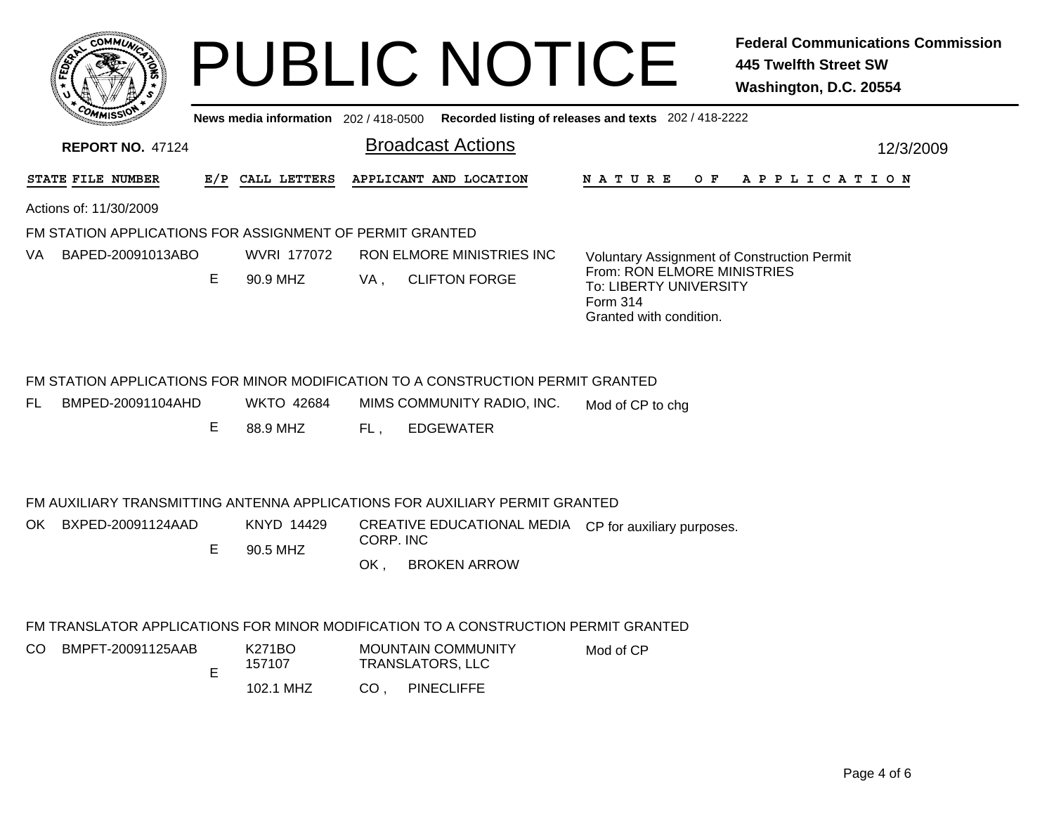# PUBLIC NOTICE

**Federal Communications Commission**
**445 Twelfth Street SW**
**Washington, D.C. 20554**

**News media information** 202 / 418-0500 **Recorded listing of releases and texts** 202 / 418-2222

**REPORT NO.** 47124

## Broadcast Actions

12/3/2009

| STATE | FILE NUMBER | E/P | CALL LETTERS | APPLICANT AND LOCATION | NATURE OF APPLICATION |
|---|---|---|---|---|---|

Actions of: 11/30/2009

### FM STATION APPLICATIONS FOR ASSIGNMENT OF PERMIT GRANTED

| STATE | FILE NUMBER | E/P | CALL LETTERS | APPLICANT AND LOCATION | NATURE OF APPLICATION |
|---|---|---|---|---|---|
| VA | BAPED-20091013ABO | E | WVRI 177072<br>90.9 MHZ | RON ELMORE MINISTRIES INC<br>VA , CLIFTON FORGE | Voluntary Assignment of Construction Permit<br>From: RON ELMORE MINISTRIES<br>To: LIBERTY UNIVERSITY<br>Form 314<br>Granted with condition. |

### FM STATION APPLICATIONS FOR MINOR MODIFICATION TO A CONSTRUCTION PERMIT GRANTED

| STATE | FILE NUMBER | E/P | CALL LETTERS | APPLICANT AND LOCATION | NATURE OF APPLICATION |
|---|---|---|---|---|---|
| FL | BMPED-20091104AHD | E | WKTO 42684<br>88.9 MHZ | MIMS COMMUNITY RADIO, INC.<br>FL , EDGEWATER | Mod of CP to chg |

### FM AUXILIARY TRANSMITTING ANTENNA APPLICATIONS FOR AUXILIARY PERMIT GRANTED

| STATE | FILE NUMBER | E/P | CALL LETTERS | APPLICANT AND LOCATION | NATURE OF APPLICATION |
|---|---|---|---|---|---|
| OK | BXPED-20091124AAD | E | KNYD 14429<br>90.5 MHZ | CREATIVE EDUCATIONAL MEDIA CORP. INC<br>OK , BROKEN ARROW | CP for auxiliary purposes. |

### FM TRANSLATOR APPLICATIONS FOR MINOR MODIFICATION TO A CONSTRUCTION PERMIT GRANTED

| STATE | FILE NUMBER | E/P | CALL LETTERS | APPLICANT AND LOCATION | NATURE OF APPLICATION |
|---|---|---|---|---|---|
| CO | BMPFT-20091125AAB | E | K271BO 157107<br>102.1 MHZ | MOUNTAIN COMMUNITY TRANSLATORS, LLC<br>CO , PINECLIFFE | Mod of CP |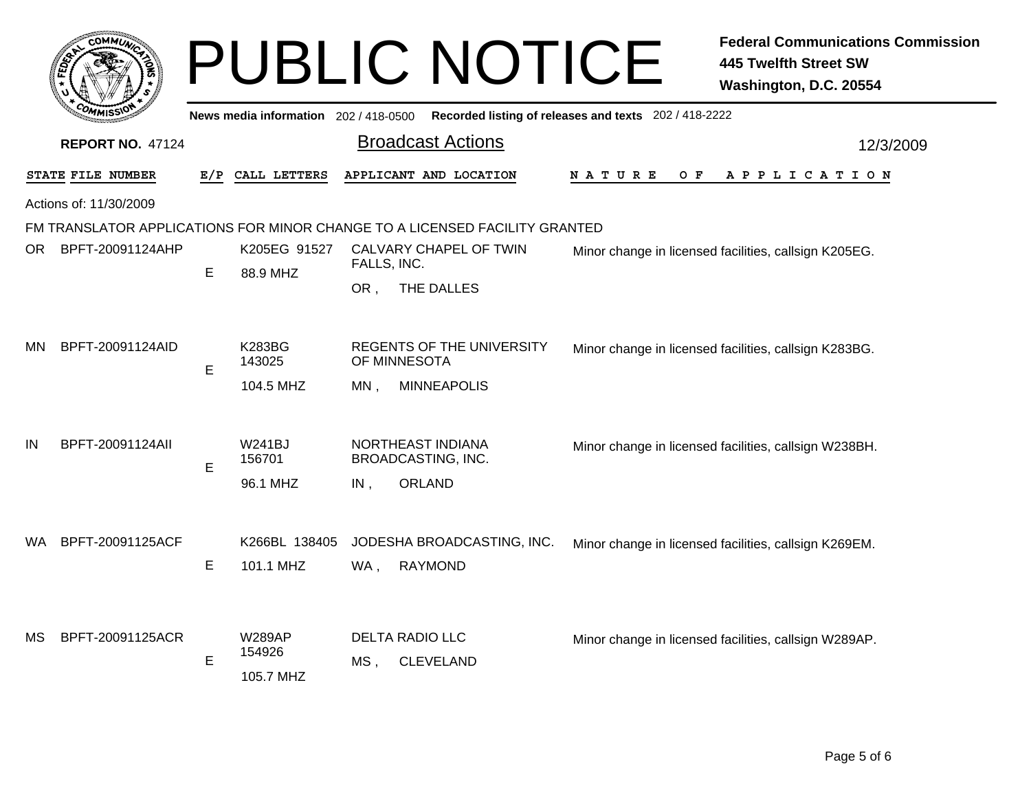# PUBLIC NOTICE

**Federal Communications Commission**
**445 Twelfth Street SW**
**Washington, D.C. 20554**

News media information 202 / 418-0500 Recorded listing of releases and texts 202 / 418-2222

**REPORT NO.** 47124

## Broadcast Actions

12/3/2009

Actions of: 11/30/2009

FM TRANSLATOR APPLICATIONS FOR MINOR CHANGE TO A LICENSED FACILITY GRANTED

| STATE | FILE NUMBER | E/P | CALL LETTERS | APPLICANT AND LOCATION | NATURE OF APPLICATION |
|---|---|---|---|---|---|
| OR | BPFT-20091124AHP | E | K205EG 91527<br>88.9 MHZ | CALVARY CHAPEL OF TWIN FALLS, INC.<br>OR , THE DALLES | Minor change in licensed facilities, callsign K205EG. |
| MN | BPFT-20091124AID | E | K283BG 143025<br>104.5 MHZ | REGENTS OF THE UNIVERSITY OF MINNESOTA<br>MN , MINNEAPOLIS | Minor change in licensed facilities, callsign K283BG. |
| IN | BPFT-20091124AII | E | W241BJ 156701<br>96.1 MHZ | NORTHEAST INDIANA BROADCASTING, INC.<br>IN , ORLAND | Minor change in licensed facilities, callsign W238BH. |
| WA | BPFT-20091125ACF | E | K266BL 138405<br>101.1 MHZ | JODESHA BROADCASTING, INC.<br>WA , RAYMOND | Minor change in licensed facilities, callsign K269EM. |
| MS | BPFT-20091125ACR | E | W289AP 154926<br>105.7 MHZ | DELTA RADIO LLC<br>MS , CLEVELAND | Minor change in licensed facilities, callsign W289AP. |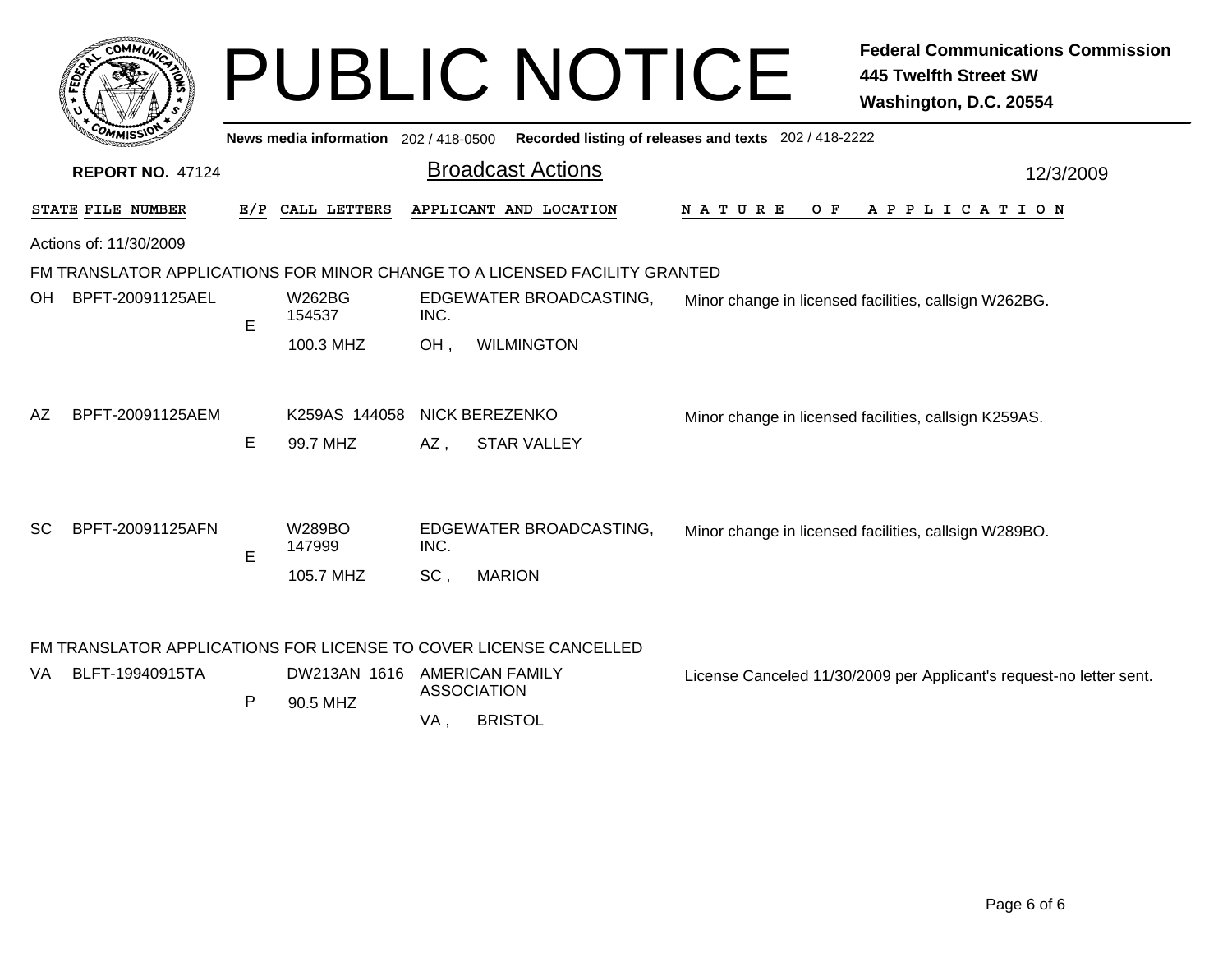# PUBLIC NOTICE

**Federal Communications Commission**
**445 Twelfth Street SW**
**Washington, D.C. 20554**

News media information 202 / 418-0500 Recorded listing of releases and texts 202 / 418-2222

**REPORT NO.** 47124

## Broadcast Actions

12/3/2009

Actions of: 11/30/2009

### FM TRANSLATOR APPLICATIONS FOR MINOR CHANGE TO A LICENSED FACILITY GRANTED

| STATE | FILE NUMBER | E/P | CALL LETTERS | APPLICANT AND LOCATION | NATURE OF APPLICATION |
|---|---|---|---|---|---|
| OH | BPFT-20091125AEL | E | W262BG 154537 100.3 MHZ | EDGEWATER BROADCASTING, INC. OH , WILMINGTON | Minor change in licensed facilities, callsign W262BG. |
| AZ | BPFT-20091125AEM | E | K259AS 144058 99.7 MHZ | NICK BEREZENKO AZ , STAR VALLEY | Minor change in licensed facilities, callsign K259AS. |
| SC | BPFT-20091125AFN | E | W289BO 147999 105.7 MHZ | EDGEWATER BROADCASTING, INC. SC , MARION | Minor change in licensed facilities, callsign W289BO. |

### FM TRANSLATOR APPLICATIONS FOR LICENSE TO COVER LICENSE CANCELLED

| STATE | FILE NUMBER | E/P | CALL LETTERS | APPLICANT AND LOCATION | NATURE OF APPLICATION |
|---|---|---|---|---|---|
| VA | BLFT-19940915TA | P | DW213AN 1616 90.5 MHZ | AMERICAN FAMILY ASSOCIATION VA , BRISTOL | License Canceled 11/30/2009 per Applicant's request-no letter sent. |